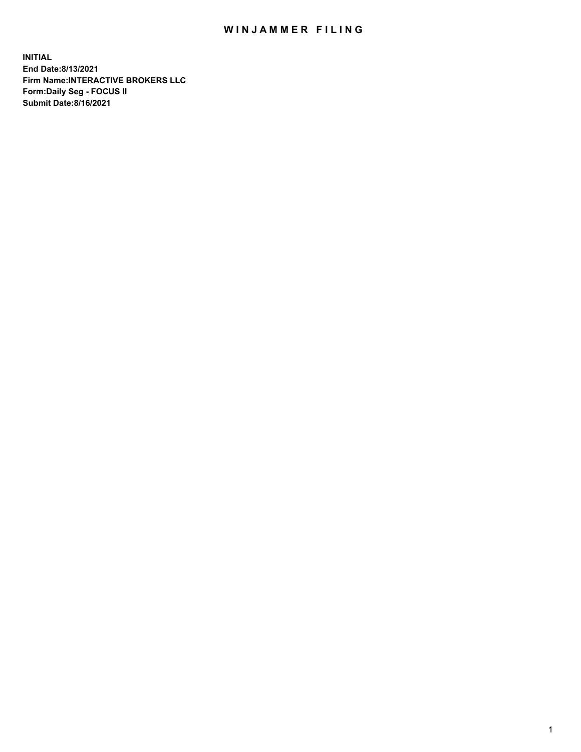# WINJAMMER FILING

**INITIAL**
**End Date:8/13/2021**
**Firm Name:INTERACTIVE BROKERS LLC**
**Form:Daily Seg - FOCUS II**
**Submit Date:8/16/2021**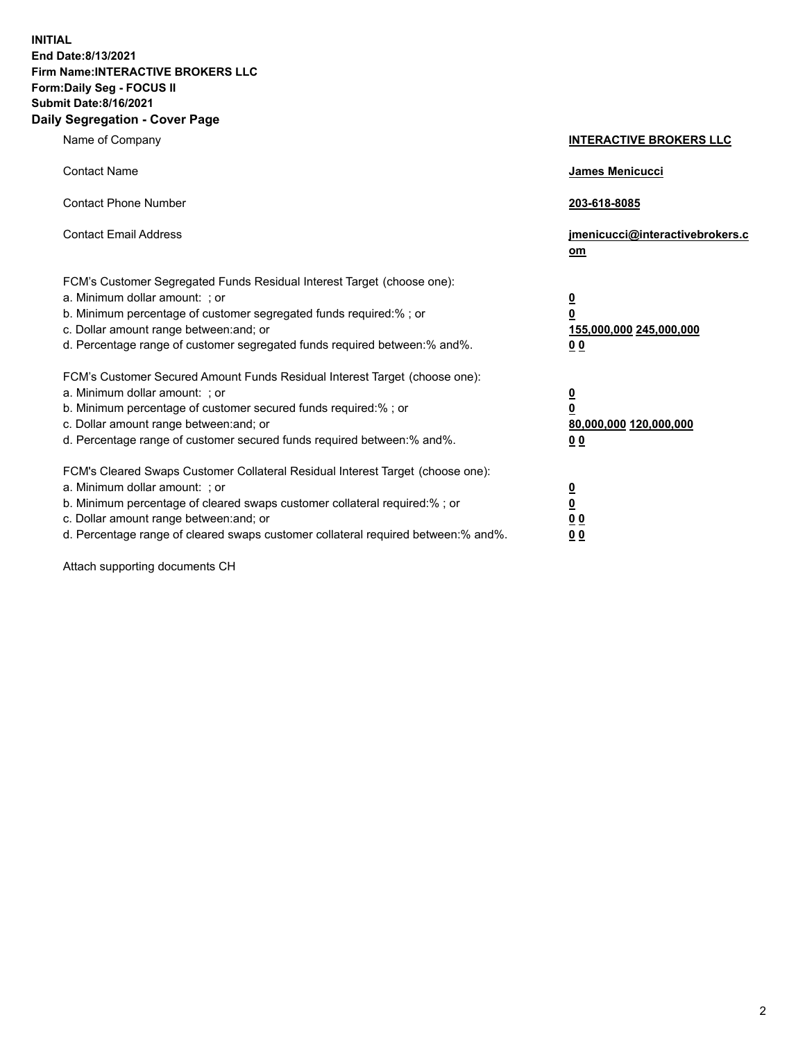**INITIAL**
**End Date:8/13/2021**
**Firm Name:INTERACTIVE BROKERS LLC**
**Form:Daily Seg - FOCUS II**
**Submit Date:8/16/2021**
**Daily Segregation - Cover Page**

| | |
|---|---|
| Name of Company | **INTERACTIVE BROKERS LLC** |
| Contact Name | **James Menicucci** |
| Contact Phone Number | **203-618-8085** |
| Contact Email Address | **jmenicucci@interactivebrokers.com** |
| FCM's Customer Segregated Funds Residual Interest Target (choose one): | |
| a. Minimum dollar amount: ; or | **0** |
| b. Minimum percentage of customer segregated funds required:% ; or | **0** |
| c. Dollar amount range between:and; or | **155,000,000 245,000,000** |
| d. Percentage range of customer segregated funds required between:% and%. | **0 0** |
| FCM's Customer Secured Amount Funds Residual Interest Target (choose one): | |
| a. Minimum dollar amount: ; or | **0** |
| b. Minimum percentage of customer secured funds required:% ; or | **0** |
| c. Dollar amount range between:and; or | **80,000,000 120,000,000** |
| d. Percentage range of customer secured funds required between:% and%. | **0 0** |
| FCM's Cleared Swaps Customer Collateral Residual Interest Target (choose one): | |
| a. Minimum dollar amount: ; or | **0** |
| b. Minimum percentage of cleared swaps customer collateral required:% ; or | **0** |
| c. Dollar amount range between:and; or | **0 0** |
| d. Percentage range of cleared swaps customer collateral required between:% and%. | **0 0** |

Attach supporting documents CH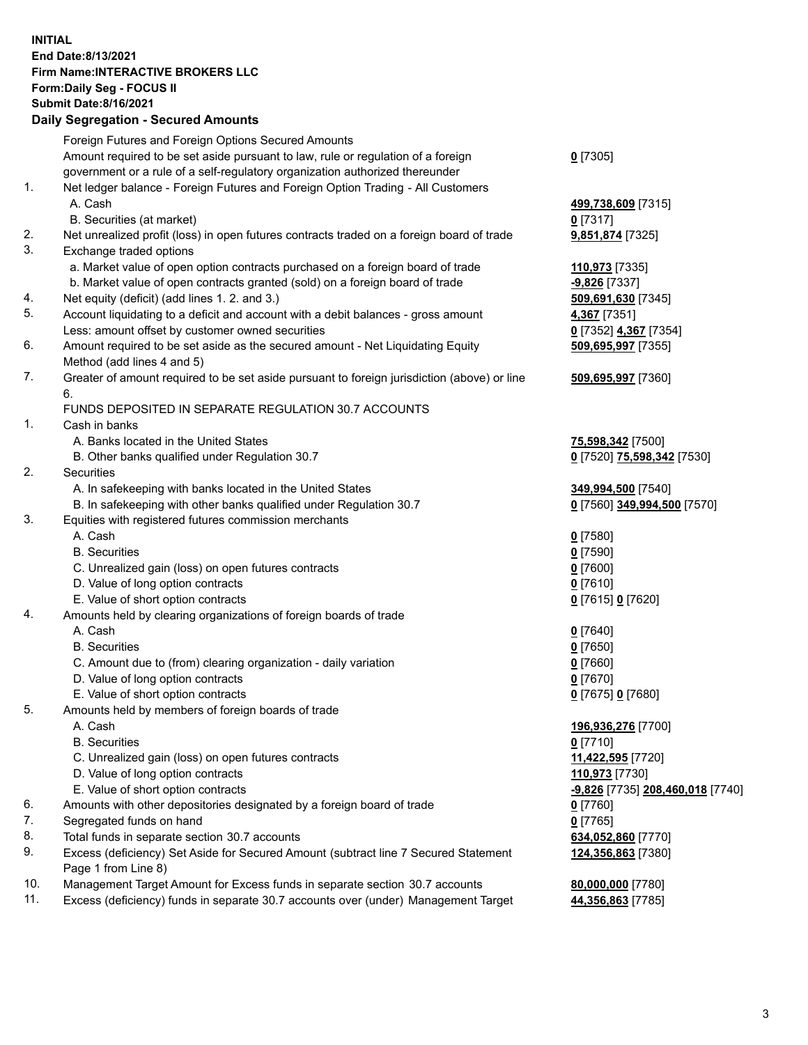**INITIAL**
**End Date:8/13/2021**
**Firm Name:INTERACTIVE BROKERS LLC**
**Form:Daily Seg - FOCUS II**
**Submit Date:8/16/2021**

## Daily Segregation - Secured Amounts

| | | |
|---|---|---|
| | Foreign Futures and Foreign Options Secured Amounts | |
| | Amount required to be set aside pursuant to law, rule or regulation of a foreign government or a rule of a self-regulatory organization authorized thereunder | **0** [7305] |
| 1. | Net ledger balance - Foreign Futures and Foreign Option Trading - All Customers | |
| | A. Cash | **499,738,609** [7315] |
| | B. Securities (at market) | **0** [7317] |
| 2. | Net unrealized profit (loss) in open futures contracts traded on a foreign board of trade | **9,851,874** [7325] |
| 3. | Exchange traded options | |
| | a. Market value of open option contracts purchased on a foreign board of trade | **110,973** [7335] |
| | b. Market value of open contracts granted (sold) on a foreign board of trade | **-9,826** [7337] |
| 4. | Net equity (deficit) (add lines 1. 2. and 3.) | **509,691,630** [7345] |
| 5. | Account liquidating to a deficit and account with a debit balances - gross amount | **4,367** [7351] |
| | Less: amount offset by customer owned securities | **0** [7352] **4,367** [7354] |
| 6. | Amount required to be set aside as the secured amount - Net Liquidating Equity Method (add lines 4 and 5) | **509,695,997** [7355] |
| 7. | Greater of amount required to be set aside pursuant to foreign jurisdiction (above) or line 6. | **509,695,997** [7360] |
| | FUNDS DEPOSITED IN SEPARATE REGULATION 30.7 ACCOUNTS | |
| 1. | Cash in banks | |
| | A. Banks located in the United States | **75,598,342** [7500] |
| | B. Other banks qualified under Regulation 30.7 | **0** [7520] **75,598,342** [7530] |
| 2. | Securities | |
| | A. In safekeeping with banks located in the United States | **349,994,500** [7540] |
| | B. In safekeeping with other banks qualified under Regulation 30.7 | **0** [7560] **349,994,500** [7570] |
| 3. | Equities with registered futures commission merchants | |
| | A. Cash | **0** [7580] |
| | B. Securities | **0** [7590] |
| | C. Unrealized gain (loss) on open futures contracts | **0** [7600] |
| | D. Value of long option contracts | **0** [7610] |
| | E. Value of short option contracts | **0** [7615] **0** [7620] |
| 4. | Amounts held by clearing organizations of foreign boards of trade | |
| | A. Cash | **0** [7640] |
| | B. Securities | **0** [7650] |
| | C. Amount due to (from) clearing organization - daily variation | **0** [7660] |
| | D. Value of long option contracts | **0** [7670] |
| | E. Value of short option contracts | **0** [7675] **0** [7680] |
| 5. | Amounts held by members of foreign boards of trade | |
| | A. Cash | **196,936,276** [7700] |
| | B. Securities | **0** [7710] |
| | C. Unrealized gain (loss) on open futures contracts | **11,422,595** [7720] |
| | D. Value of long option contracts | **110,973** [7730] |
| | E. Value of short option contracts | **-9,826** [7735] **208,460,018** [7740] |
| 6. | Amounts with other depositories designated by a foreign board of trade | **0** [7760] |
| 7. | Segregated funds on hand | **0** [7765] |
| 8. | Total funds in separate section 30.7 accounts | **634,052,860** [7770] |
| 9. | Excess (deficiency) Set Aside for Secured Amount (subtract line 7 Secured Statement Page 1 from Line 8) | **124,356,863** [7380] |
| 10. | Management Target Amount for Excess funds in separate section 30.7 accounts | **80,000,000** [7780] |
| 11. | Excess (deficiency) funds in separate 30.7 accounts over (under) Management Target | **44,356,863** [7785] |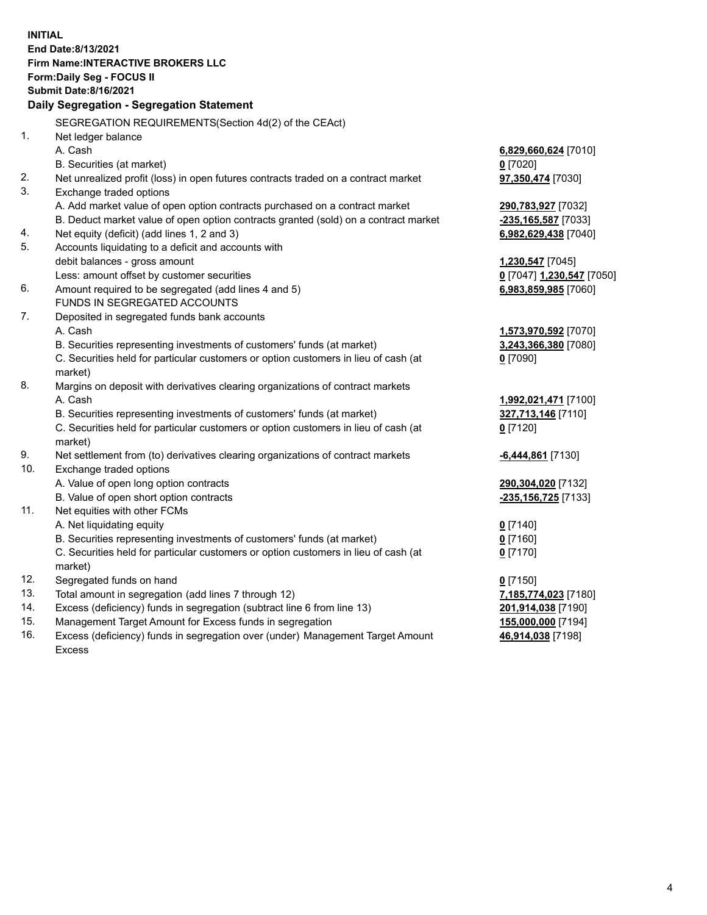**INITIAL**
**End Date:8/13/2021**
**Firm Name:INTERACTIVE BROKERS LLC**
**Form:Daily Seg - FOCUS II**
**Submit Date:8/16/2021**

**Daily Segregation - Segregation Statement**

| | | |
|---|---|---|
| | SEGREGATION REQUIREMENTS(Section 4d(2) of the CEAct) | |
| 1. | Net ledger balance | |
| | A. Cash | **6,829,660,624** [7010] |
| | B. Securities (at market) | **0** [7020] |
| 2. | Net unrealized profit (loss) in open futures contracts traded on a contract market | **97,350,474** [7030] |
| 3. | Exchange traded options | |
| | A. Add market value of open option contracts purchased on a contract market | **290,783,927** [7032] |
| | B. Deduct market value of open option contracts granted (sold) on a contract market | **-235,165,587** [7033] |
| 4. | Net equity (deficit) (add lines 1, 2 and 3) | **6,982,629,438** [7040] |
| 5. | Accounts liquidating to a deficit and accounts with | |
| | debit balances - gross amount | **1,230,547** [7045] |
| | Less: amount offset by customer securities | **0** [7047] **1,230,547** [7050] |
| 6. | Amount required to be segregated (add lines 4 and 5) | **6,983,859,985** [7060] |
| | FUNDS IN SEGREGATED ACCOUNTS | |
| 7. | Deposited in segregated funds bank accounts | |
| | A. Cash | **1,573,970,592** [7070] |
| | B. Securities representing investments of customers' funds (at market) | **3,243,366,380** [7080] |
| | C. Securities held for particular customers or option customers in lieu of cash (at market) | **0** [7090] |
| 8. | Margins on deposit with derivatives clearing organizations of contract markets | |
| | A. Cash | **1,992,021,471** [7100] |
| | B. Securities representing investments of customers' funds (at market) | **327,713,146** [7110] |
| | C. Securities held for particular customers or option customers in lieu of cash (at market) | **0** [7120] |
| 9. | Net settlement from (to) derivatives clearing organizations of contract markets | **-6,444,861** [7130] |
| 10. | Exchange traded options | |
| | A. Value of open long option contracts | **290,304,020** [7132] |
| | B. Value of open short option contracts | **-235,156,725** [7133] |
| 11. | Net equities with other FCMs | |
| | A. Net liquidating equity | **0** [7140] |
| | B. Securities representing investments of customers' funds (at market) | **0** [7160] |
| | C. Securities held for particular customers or option customers in lieu of cash (at market) | **0** [7170] |
| 12. | Segregated funds on hand | **0** [7150] |
| 13. | Total amount in segregation (add lines 7 through 12) | **7,185,774,023** [7180] |
| 14. | Excess (deficiency) funds in segregation (subtract line 6 from line 13) | **201,914,038** [7190] |
| 15. | Management Target Amount for Excess funds in segregation | **155,000,000** [7194] |
| 16. | Excess (deficiency) funds in segregation over (under) Management Target Amount Excess | **46,914,038** [7198] |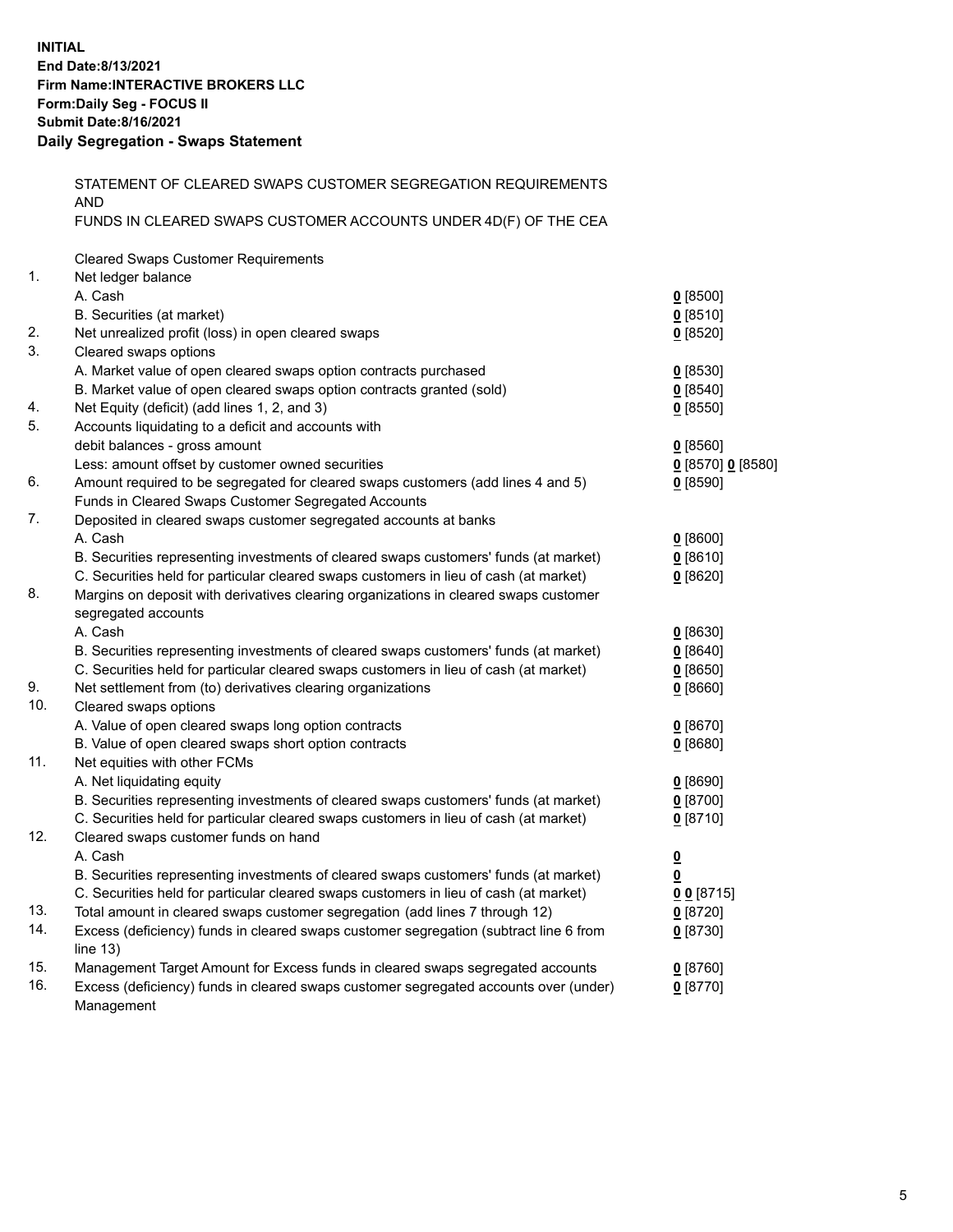**INITIAL**
**End Date:8/13/2021**
**Firm Name:INTERACTIVE BROKERS LLC**
**Form:Daily Seg - FOCUS II**
**Submit Date:8/16/2021**
**Daily Segregation - Swaps Statement**

STATEMENT OF CLEARED SWAPS CUSTOMER SEGREGATION REQUIREMENTS AND FUNDS IN CLEARED SWAPS CUSTOMER ACCOUNTS UNDER 4D(F) OF THE CEA

| | | |
|---|---|---|
| | Cleared Swaps Customer Requirements | |
| 1. | Net ledger balance | |
| | A. Cash | 0 [8500] |
| | B. Securities (at market) | 0 [8510] |
| 2. | Net unrealized profit (loss) in open cleared swaps | 0 [8520] |
| 3. | Cleared swaps options | |
| | A. Market value of open cleared swaps option contracts purchased | 0 [8530] |
| | B. Market value of open cleared swaps option contracts granted (sold) | 0 [8540] |
| 4. | Net Equity (deficit) (add lines 1, 2, and 3) | 0 [8550] |
| 5. | Accounts liquidating to a deficit and accounts with debit balances - gross amount | 0 [8560] |
| | Less: amount offset by customer owned securities | 0 [8570] 0 [8580] |
| 6. | Amount required to be segregated for cleared swaps customers (add lines 4 and 5) | 0 [8590] |
| | Funds in Cleared Swaps Customer Segregated Accounts | |
| 7. | Deposited in cleared swaps customer segregated accounts at banks | |
| | A. Cash | 0 [8600] |
| | B. Securities representing investments of cleared swaps customers' funds (at market) | 0 [8610] |
| | C. Securities held for particular cleared swaps customers in lieu of cash (at market) | 0 [8620] |
| 8. | Margins on deposit with derivatives clearing organizations in cleared swaps customer segregated accounts | |
| | A. Cash | 0 [8630] |
| | B. Securities representing investments of cleared swaps customers' funds (at market) | 0 [8640] |
| | C. Securities held for particular cleared swaps customers in lieu of cash (at market) | 0 [8650] |
| 9. | Net settlement from (to) derivatives clearing organizations | 0 [8660] |
| 10. | Cleared swaps options | |
| | A. Value of open cleared swaps long option contracts | 0 [8670] |
| | B. Value of open cleared swaps short option contracts | 0 [8680] |
| 11. | Net equities with other FCMs | |
| | A. Net liquidating equity | 0 [8690] |
| | B. Securities representing investments of cleared swaps customers' funds (at market) | 0 [8700] |
| | C. Securities held for particular cleared swaps customers in lieu of cash (at market) | 0 [8710] |
| 12. | Cleared swaps customer funds on hand | |
| | A. Cash | 0 |
| | B. Securities representing investments of cleared swaps customers' funds (at market) | 0 |
| | C. Securities held for particular cleared swaps customers in lieu of cash (at market) | 0 0 [8715] |
| 13. | Total amount in cleared swaps customer segregation (add lines 7 through 12) | 0 [8720] |
| 14. | Excess (deficiency) funds in cleared swaps customer segregation (subtract line 6 from line 13) | 0 [8730] |
| 15. | Management Target Amount for Excess funds in cleared swaps segregated accounts | 0 [8760] |
| 16. | Excess (deficiency) funds in cleared swaps customer segregated accounts over (under) Management | 0 [8770] |